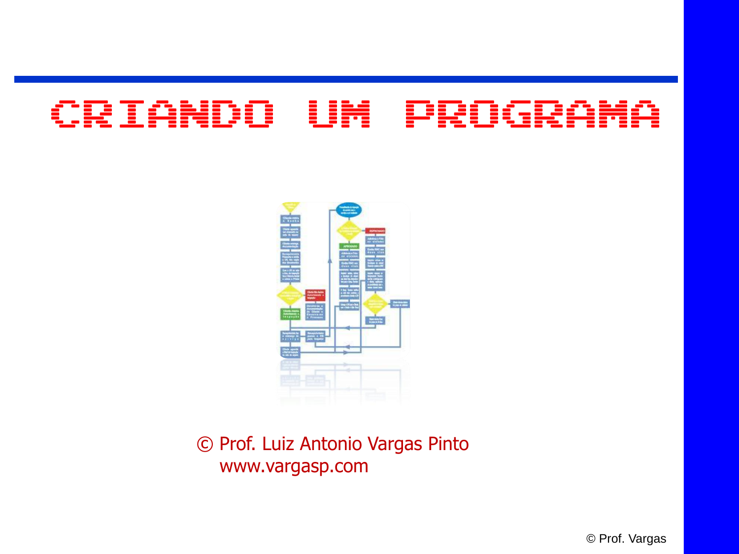# CRIANDO UM PROGRAMA

© Prof. Luiz Antonio Vargas Pinto
www.vargasp.com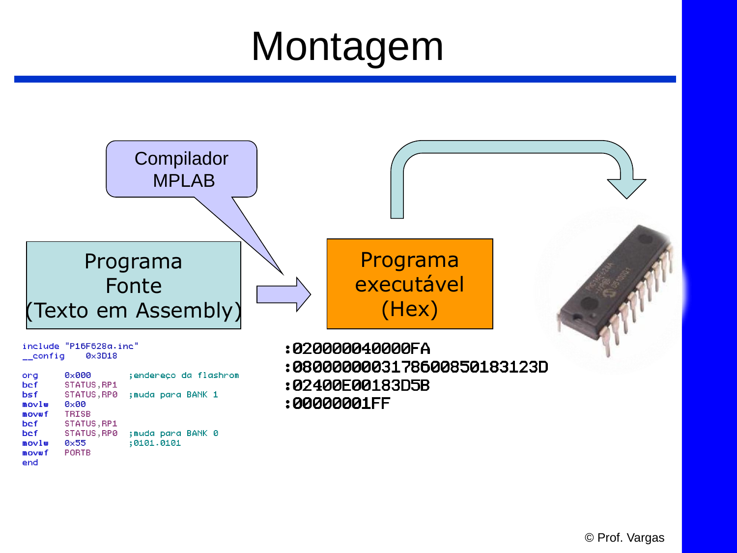# Montagem

Compilador MPLAB

Programa Fonte (Texto em Assembly)

Programa executável (Hex)

```
include "P16F628a.inc"
__config    0x3D18

org     0x000       ;endereço da flashrom
bcf     STATUS,RP1
bsf     STATUS,RP0  ;muda para BANK 1
movlw   0x00
movwf   TRISB
bcf     STATUS,RP1
bcf     STATUS,RP0  ;muda para BANK 0
movlw   0x55        ;0101.0101
movwf   PORTB
end
```

```
:020000040000FA
:080000000317860085018312 3D
:02400E00183D5B
:00000001FF
```

© Prof. Vargas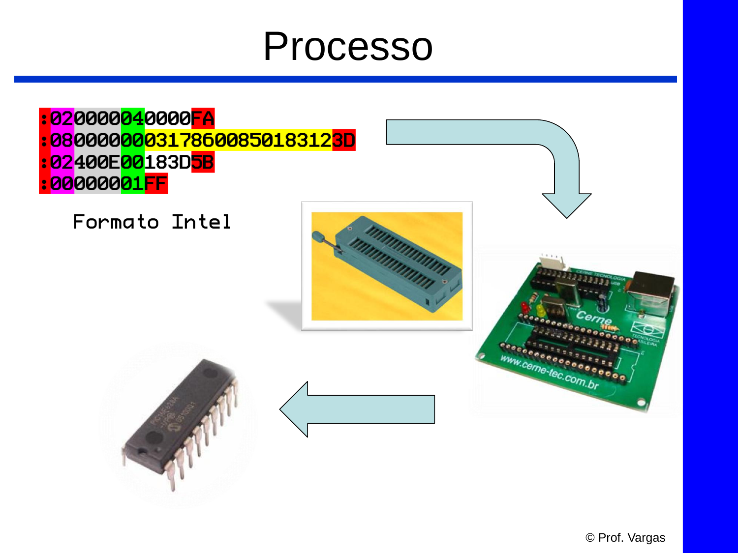# Processo

```
:020000040000FA
:0800000003178600850183123D
:02400E00183D5B
:00000001FF
```

Formato Intel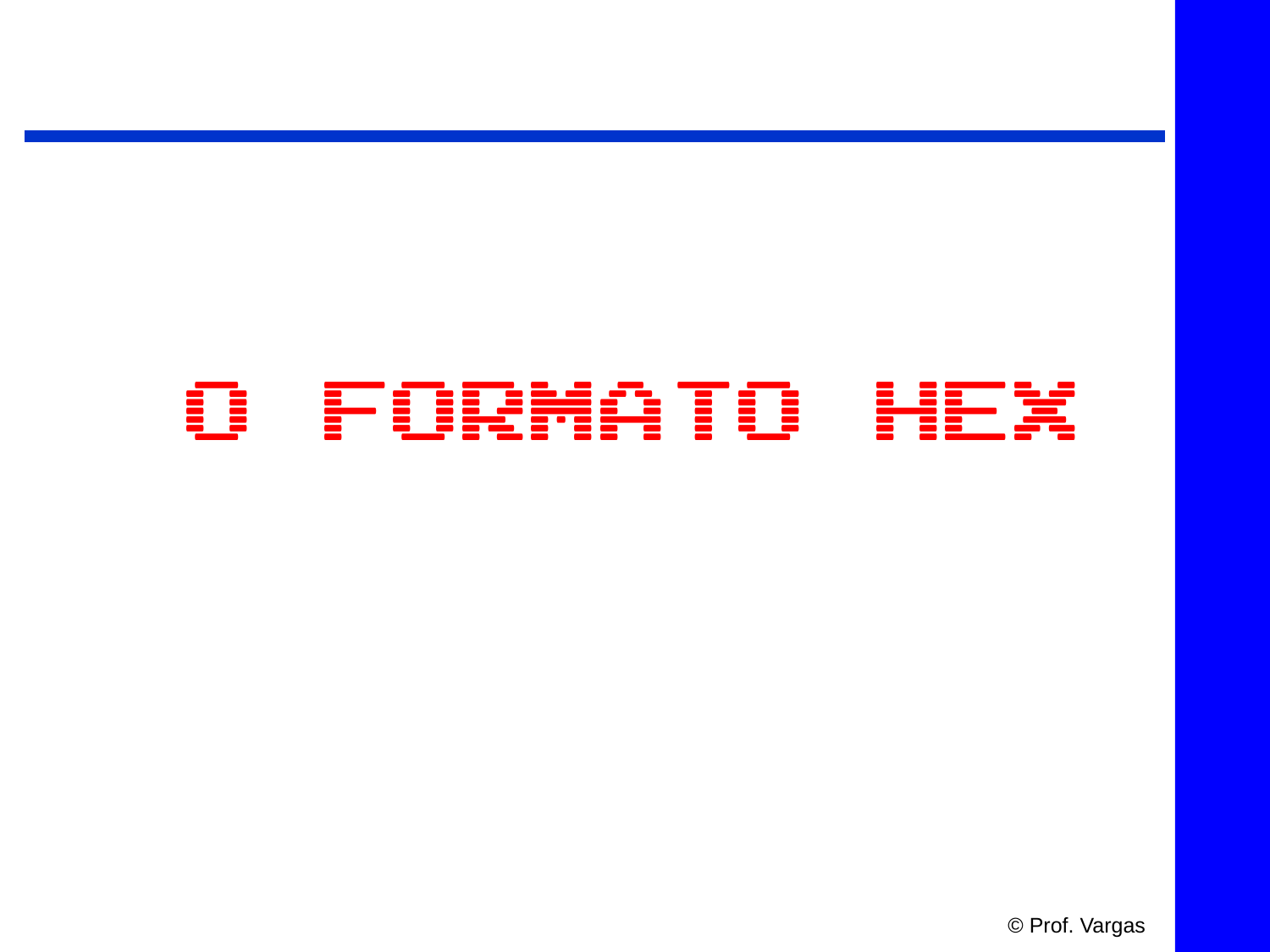# O FORMATO HEX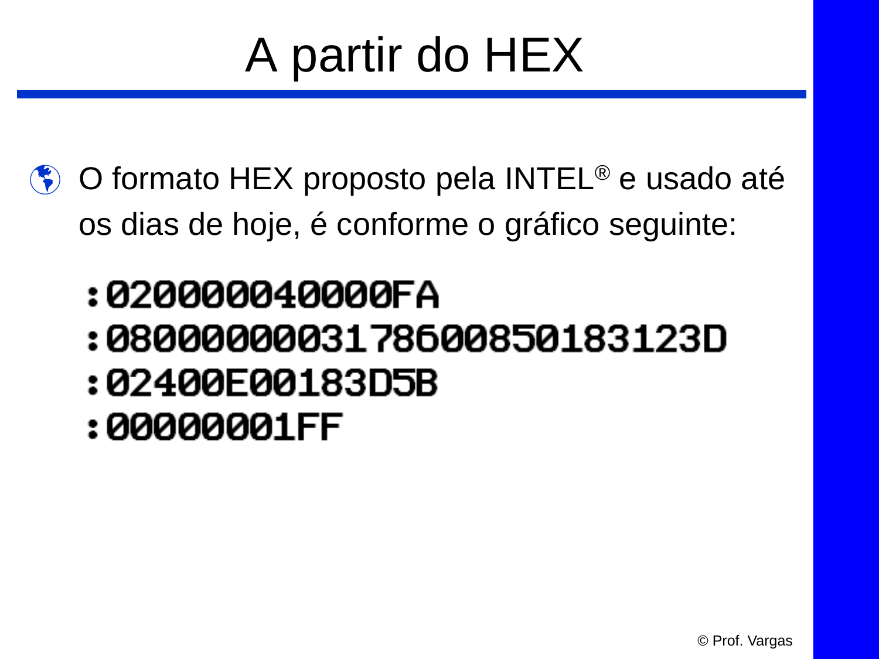# A partir do HEX

- O formato HEX proposto pela INTEL® e usado até os dias de hoje, é conforme o gráfico seguinte:

```
:020000040000FA
:0800000003178600850183123D
:02400E00183D5B
:00000001FF
```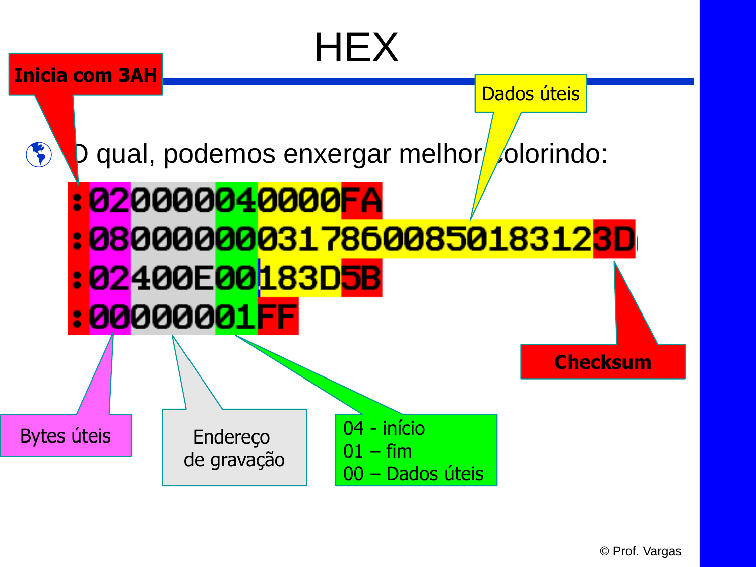# HEX

- O qual, podemos enxergar melhor colorindo:

```
:020000040000FA
:0800000003178600850183123D
:02400E00183D5B
:00000001FF
```

- Inicia com 3AH
- Bytes úteis
- Endereço de gravação
- 04 - início
- 01 – fim
- 00 – Dados úteis
- Dados úteis
- Checksum

© Prof. Vargas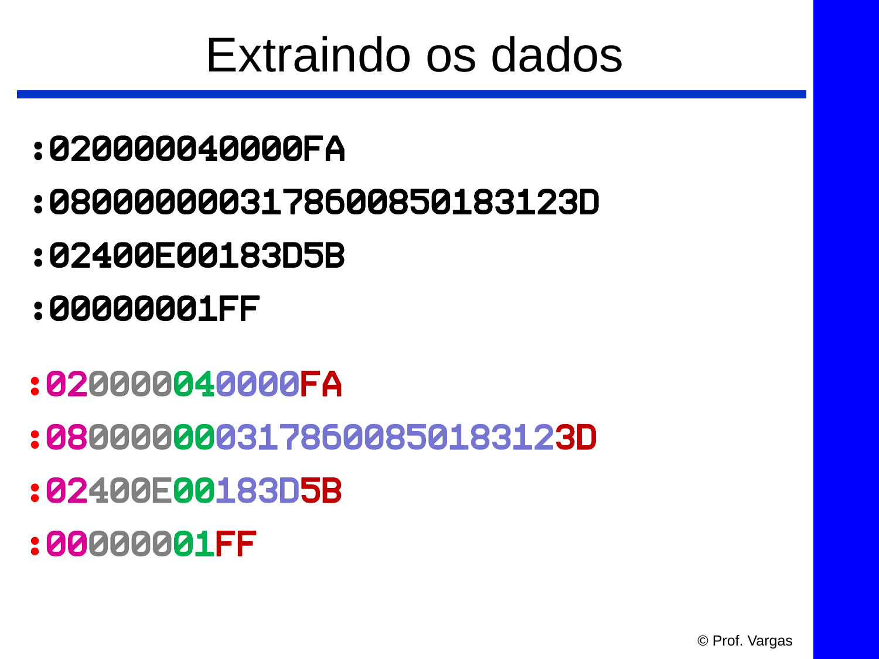# Extraindo os dados

:020000040000FA

:0800000003178600850183123D

:02400E00183D5B

:00000001FF

:020000040000FA

:0800000003178600850183123D

:02400E00183D5B

:00000001FF

© Prof. Vargas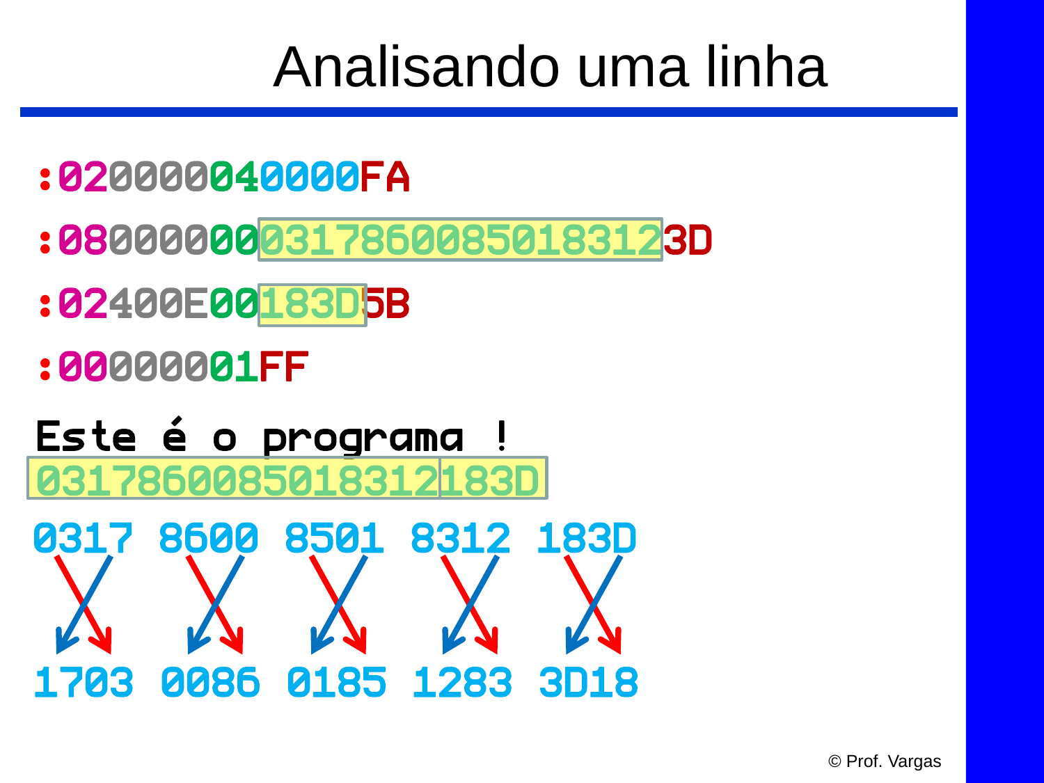# Analisando uma linha

```
:020000040000FA
:080000000317860085018312​3D
:02400E00183D5B
:00000001FF
```

**Este é o programa !**

```
0317860085018312183D
```

```
0317  8600  8501  8312  183D

1703  0086  0185  1283  3D18
```

© Prof. Vargas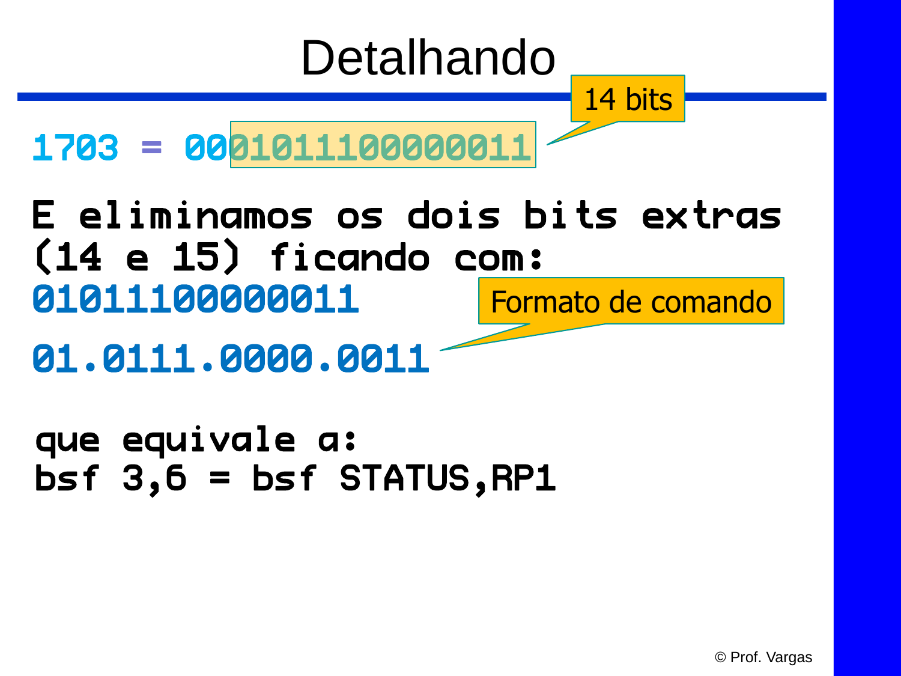# Detalhando

1703 = 0001011100000011

14 bits

E eliminamos os dois bits extras (14 e 15) ficando com:

01011100000011

Formato de comando

01.0111.0000.0011

que equivale a:

bsf 3,6 = bsf STATUS,RP1

© Prof. Vargas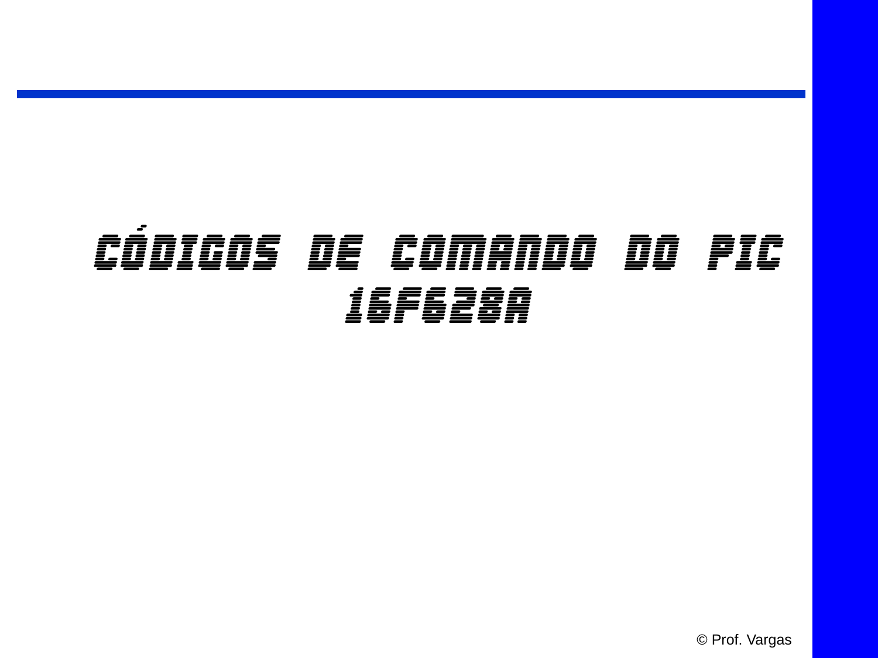# CÓDIGOS DE COMANDO DO PIC 16F628A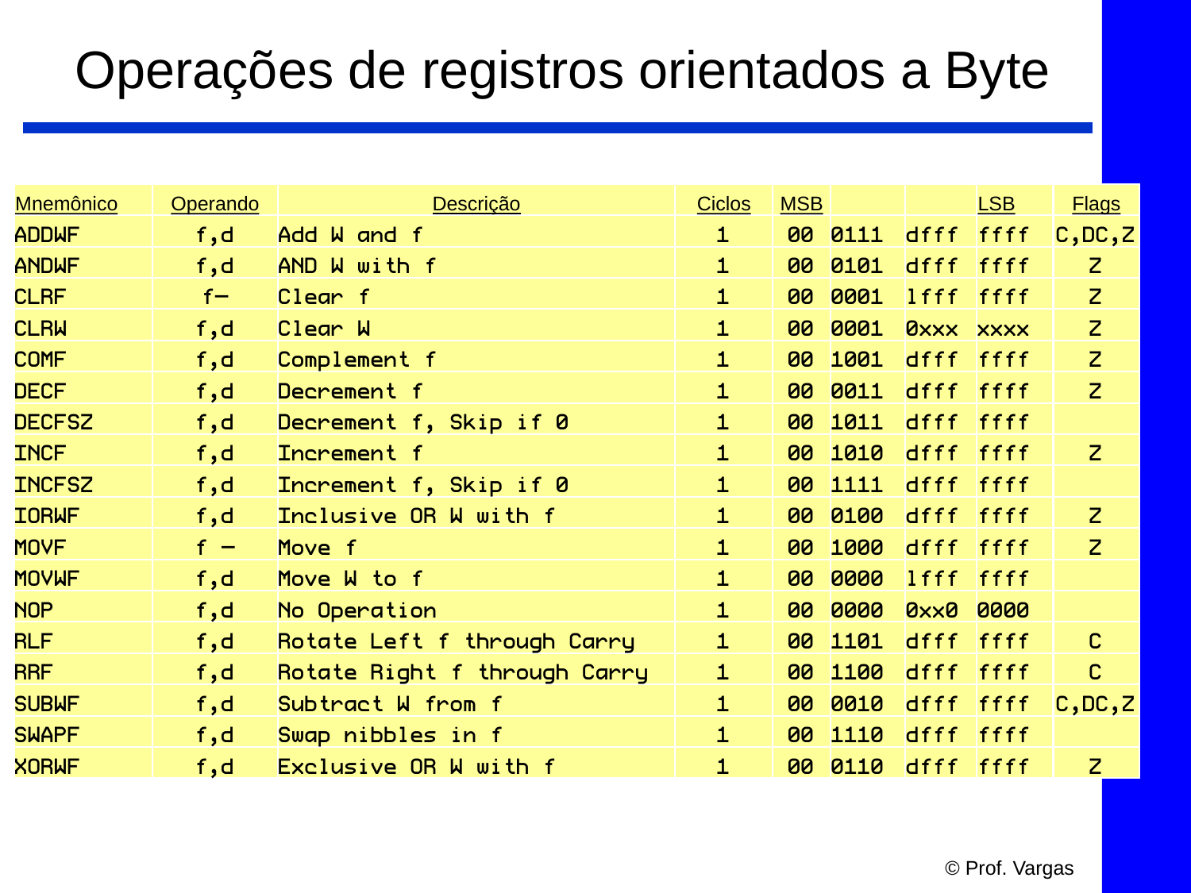# Operações de registros orientados a Byte

| Mnemônico | Operando | Descrição | Ciclos | MSB | | | LSB | Flags |
|---|---|---|---|---|---|---|---|---|
| ADDWF | f,d | Add W and f | 1 | 00 | 0111 | dfff | ffff | C,DC,Z |
| ANDWF | f,d | AND W with f | 1 | 00 | 0101 | dfff | ffff | Z |
| CLRF | f– | Clear f | 1 | 00 | 0001 | lfff | ffff | Z |
| CLRW | f,d | Clear W | 1 | 00 | 0001 | 0xxx | xxxx | Z |
| COMF | f,d | Complement f | 1 | 00 | 1001 | dfff | ffff | Z |
| DECF | f,d | Decrement f | 1 | 00 | 0011 | dfff | ffff | Z |
| DECFSZ | f,d | Decrement f, Skip if 0 | 1 | 00 | 1011 | dfff | ffff | |
| INCF | f,d | Increment f | 1 | 00 | 1010 | dfff | ffff | Z |
| INCFSZ | f,d | Increment f, Skip if 0 | 1 | 00 | 1111 | dfff | ffff | |
| IORWF | f,d | Inclusive OR W with f | 1 | 00 | 0100 | dfff | ffff | Z |
| MOVF | f – | Move f | 1 | 00 | 1000 | dfff | ffff | Z |
| MOVWF | f,d | Move W to f | 1 | 00 | 0000 | lfff | ffff | |
| NOP | f,d | No Operation | 1 | 00 | 0000 | 0xx0 | 0000 | |
| RLF | f,d | Rotate Left f through Carry | 1 | 00 | 1101 | dfff | ffff | C |
| RRF | f,d | Rotate Right f through Carry | 1 | 00 | 1100 | dfff | ffff | C |
| SUBWF | f,d | Subtract W from f | 1 | 00 | 0010 | dfff | ffff | C,DC,Z |
| SWAPF | f,d | Swap nibbles in f | 1 | 00 | 1110 | dfff | ffff | |
| XORWF | f,d | Exclusive OR W with f | 1 | 00 | 0110 | dfff | ffff | Z |

© Prof. Vargas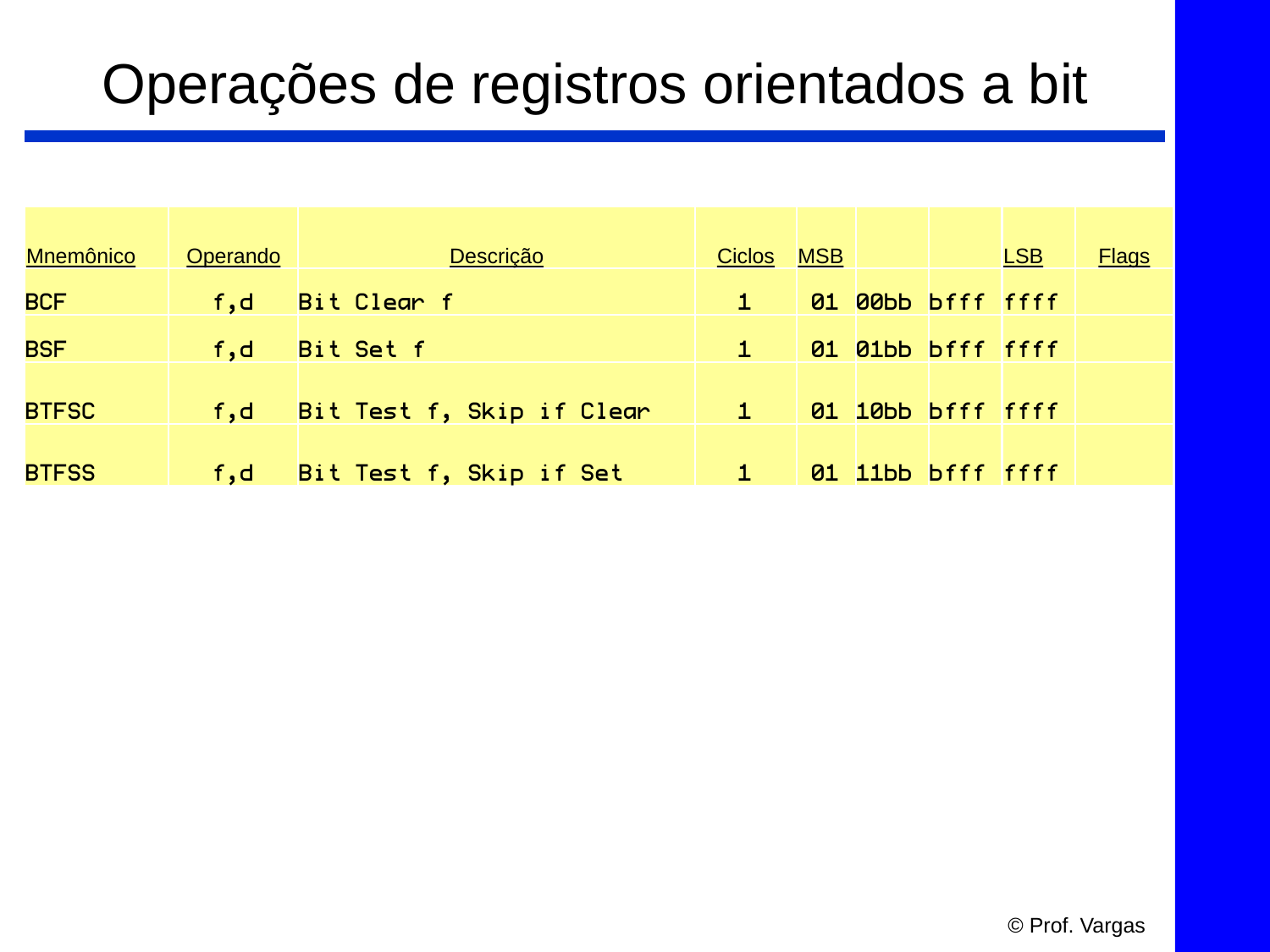# Operações de registros orientados a bit

| Mnemônico | Operando | Descrição | Ciclos | MSB | | | LSB | Flags |
|---|---|---|---|---|---|---|---|---|
| BCF | f,d | Bit Clear f | 1 | 01 | 00bb | bfff | ffff | |
| BSF | f,d | Bit Set f | 1 | 01 | 01bb | bfff | ffff | |
| BTFSC | f,d | Bit Test f, Skip if Clear | 1 | 01 | 10bb | bfff | ffff | |
| BTFSS | f,d | Bit Test f, Skip if Set | 1 | 01 | 11bb | bfff | ffff | |

© Prof. Vargas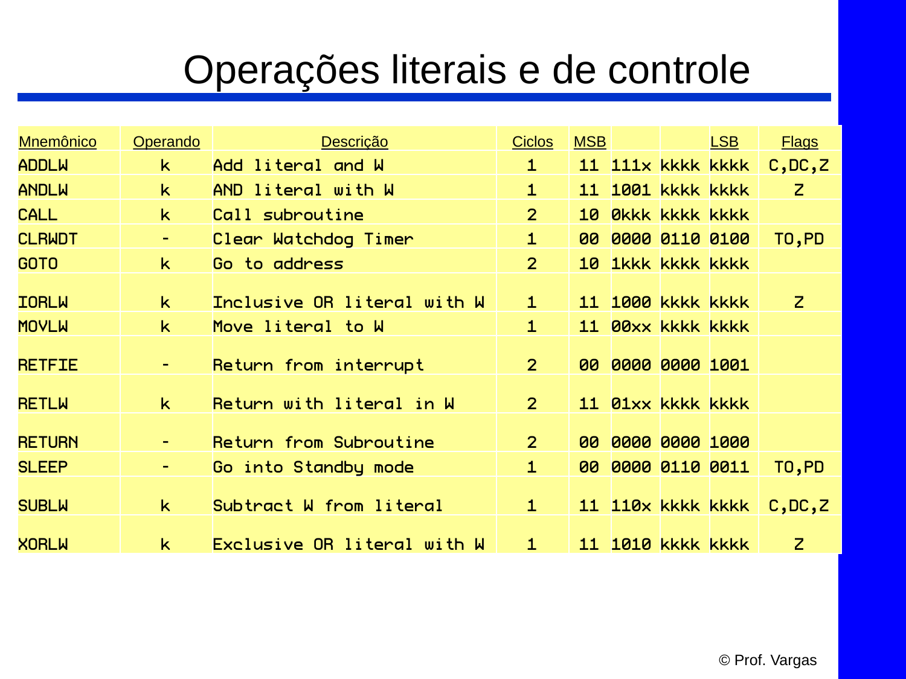# Operações literais e de controle

| Mnemônico | Operando | Descrição | Ciclos | MSB | | | LSB | Flags |
|---|---|---|---|---|---|---|---|---|
| ADDLW | k | Add literal and W | 1 | 11 | 111x | kkkk | kkkk | C,DC,Z |
| ANDLW | k | AND literal with W | 1 | 11 | 1001 | kkkk | kkkk | Z |
| CALL | k | Call subroutine | 2 | 10 | 0kkk | kkkk | kkkk | |
| CLRWDT | - | Clear Watchdog Timer | 1 | 00 | 0000 | 0110 | 0100 | TO,PD |
| GOTO | k | Go to address | 2 | 10 | 1kkk | kkkk | kkkk | |
| IORLW | k | Inclusive OR literal with W | 1 | 11 | 1000 | kkkk | kkkk | Z |
| MOVLW | k | Move literal to W | 1 | 11 | 00xx | kkkk | kkkk | |
| RETFIE | - | Return from interrupt | 2 | 00 | 0000 | 0000 | 1001 | |
| RETLW | k | Return with literal in W | 2 | 11 | 01xx | kkkk | kkkk | |
| RETURN | - | Return from Subroutine | 2 | 00 | 0000 | 0000 | 1000 | |
| SLEEP | - | Go into Standby mode | 1 | 00 | 0000 | 0110 | 0011 | TO,PD |
| SUBLW | k | Subtract W from literal | 1 | 11 | 110x | kkkk | kkkk | C,DC,Z |
| XORLW | k | Exclusive OR literal with W | 1 | 11 | 1010 | kkkk | kkkk | Z |

© Prof. Vargas